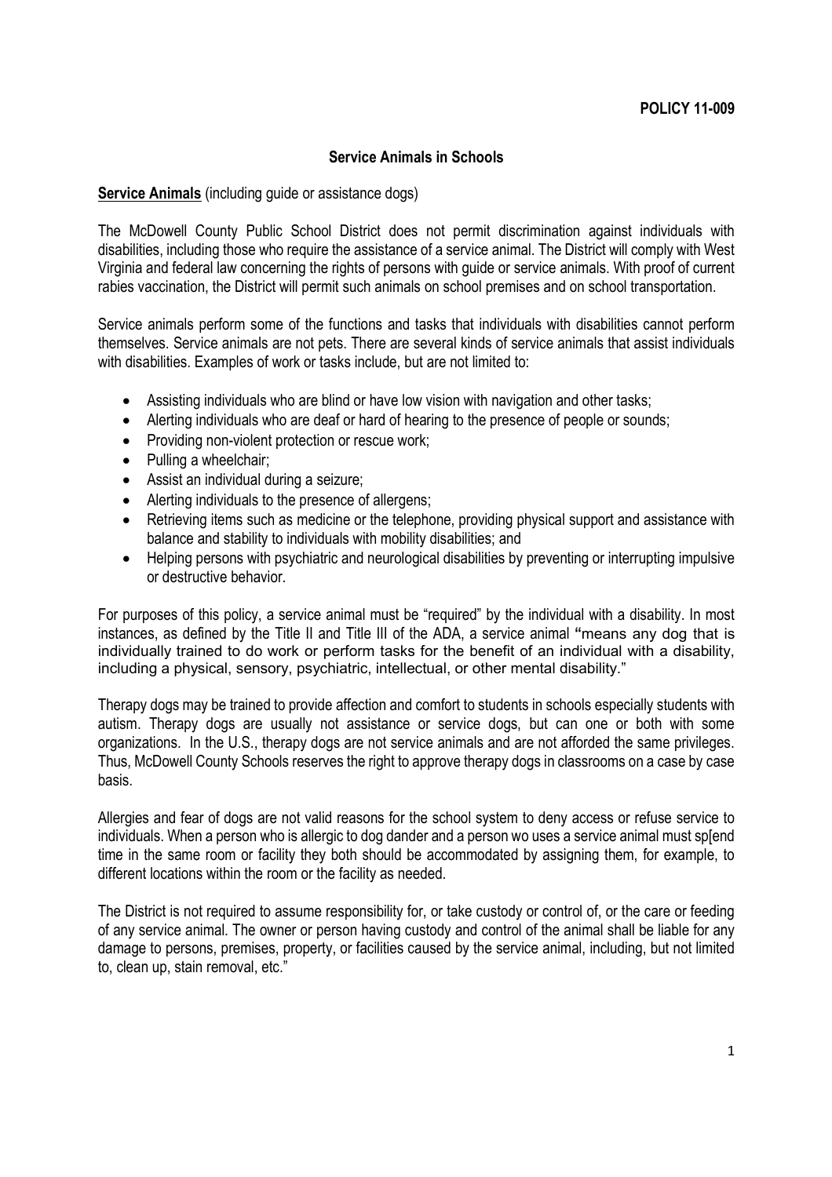**POLICY 11-009**

## Service Animals in Schools

**Service Animals** (including guide or assistance dogs)

The McDowell County Public School District does not permit discrimination against individuals with disabilities, including those who require the assistance of a service animal. The District will comply with West Virginia and federal law concerning the rights of persons with guide or service animals. With proof of current rabies vaccination, the District will permit such animals on school premises and on school transportation.

Service animals perform some of the functions and tasks that individuals with disabilities cannot perform themselves. Service animals are not pets. There are several kinds of service animals that assist individuals with disabilities. Examples of work or tasks include, but are not limited to:

- Assisting individuals who are blind or have low vision with navigation and other tasks;
- Alerting individuals who are deaf or hard of hearing to the presence of people or sounds;
- Providing non-violent protection or rescue work;
- Pulling a wheelchair;
- Assist an individual during a seizure;
- Alerting individuals to the presence of allergens;
- Retrieving items such as medicine or the telephone, providing physical support and assistance with balance and stability to individuals with mobility disabilities; and
- Helping persons with psychiatric and neurological disabilities by preventing or interrupting impulsive or destructive behavior.

For purposes of this policy, a service animal must be "required" by the individual with a disability. In most instances, as defined by the Title II and Title III of the ADA, a service animal "means any dog that is individually trained to do work or perform tasks for the benefit of an individual with a disability, including a physical, sensory, psychiatric, intellectual, or other mental disability."

Therapy dogs may be trained to provide affection and comfort to students in schools especially students with autism. Therapy dogs are usually not assistance or service dogs, but can one or both with some organizations. In the U.S., therapy dogs are not service animals and are not afforded the same privileges. Thus, McDowell County Schools reserves the right to approve therapy dogs in classrooms on a case by case basis.

Allergies and fear of dogs are not valid reasons for the school system to deny access or refuse service to individuals. When a person who is allergic to dog dander and a person wo uses a service animal must sp[end time in the same room or facility they both should be accommodated by assigning them, for example, to different locations within the room or the facility as needed.

The District is not required to assume responsibility for, or take custody or control of, or the care or feeding of any service animal. The owner or person having custody and control of the animal shall be liable for any damage to persons, premises, property, or facilities caused by the service animal, including, but not limited to, clean up, stain removal, etc."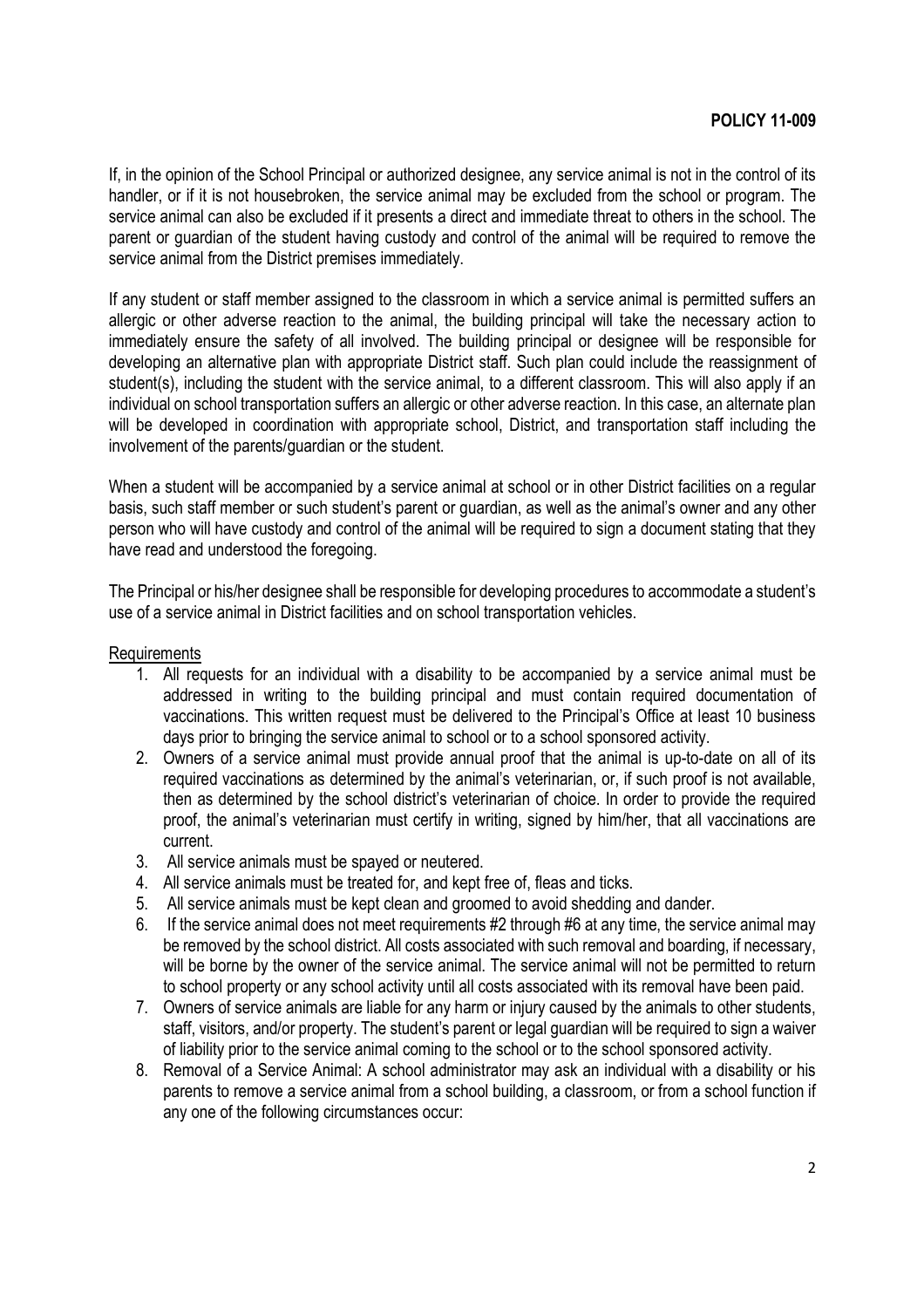If, in the opinion of the School Principal or authorized designee, any service animal is not in the control of its handler, or if it is not housebroken, the service animal may be excluded from the school or program. The service animal can also be excluded if it presents a direct and immediate threat to others in the school. The parent or guardian of the student having custody and control of the animal will be required to remove the service animal from the District premises immediately.

If any student or staff member assigned to the classroom in which a service animal is permitted suffers an allergic or other adverse reaction to the animal, the building principal will take the necessary action to immediately ensure the safety of all involved. The building principal or designee will be responsible for developing an alternative plan with appropriate District staff. Such plan could include the reassignment of student(s), including the student with the service animal, to a different classroom. This will also apply if an individual on school transportation suffers an allergic or other adverse reaction. In this case, an alternate plan will be developed in coordination with appropriate school, District, and transportation staff including the involvement of the parents/guardian or the student.

When a student will be accompanied by a service animal at school or in other District facilities on a regular basis, such staff member or such student's parent or guardian, as well as the animal's owner and any other person who will have custody and control of the animal will be required to sign a document stating that they have read and understood the foregoing.

The Principal or his/her designee shall be responsible for developing procedures to accommodate a student's use of a service animal in District facilities and on school transportation vehicles.

<u>Requirements</u>

1. All requests for an individual with a disability to be accompanied by a service animal must be addressed in writing to the building principal and must contain required documentation of vaccinations. This written request must be delivered to the Principal's Office at least 10 business days prior to bringing the service animal to school or to a school sponsored activity.
2. Owners of a service animal must provide annual proof that the animal is up-to-date on all of its required vaccinations as determined by the animal's veterinarian, or, if such proof is not available, then as determined by the school district's veterinarian of choice. In order to provide the required proof, the animal's veterinarian must certify in writing, signed by him/her, that all vaccinations are current.
3. All service animals must be spayed or neutered.
4. All service animals must be treated for, and kept free of, fleas and ticks.
5. All service animals must be kept clean and groomed to avoid shedding and dander.
6. If the service animal does not meet requirements #2 through #6 at any time, the service animal may be removed by the school district. All costs associated with such removal and boarding, if necessary, will be borne by the owner of the service animal. The service animal will not be permitted to return to school property or any school activity until all costs associated with its removal have been paid.
7. Owners of service animals are liable for any harm or injury caused by the animals to other students, staff, visitors, and/or property. The student's parent or legal guardian will be required to sign a waiver of liability prior to the service animal coming to the school or to the school sponsored activity.
8. Removal of a Service Animal: A school administrator may ask an individual with a disability or his parents to remove a service animal from a school building, a classroom, or from a school function if any one of the following circumstances occur: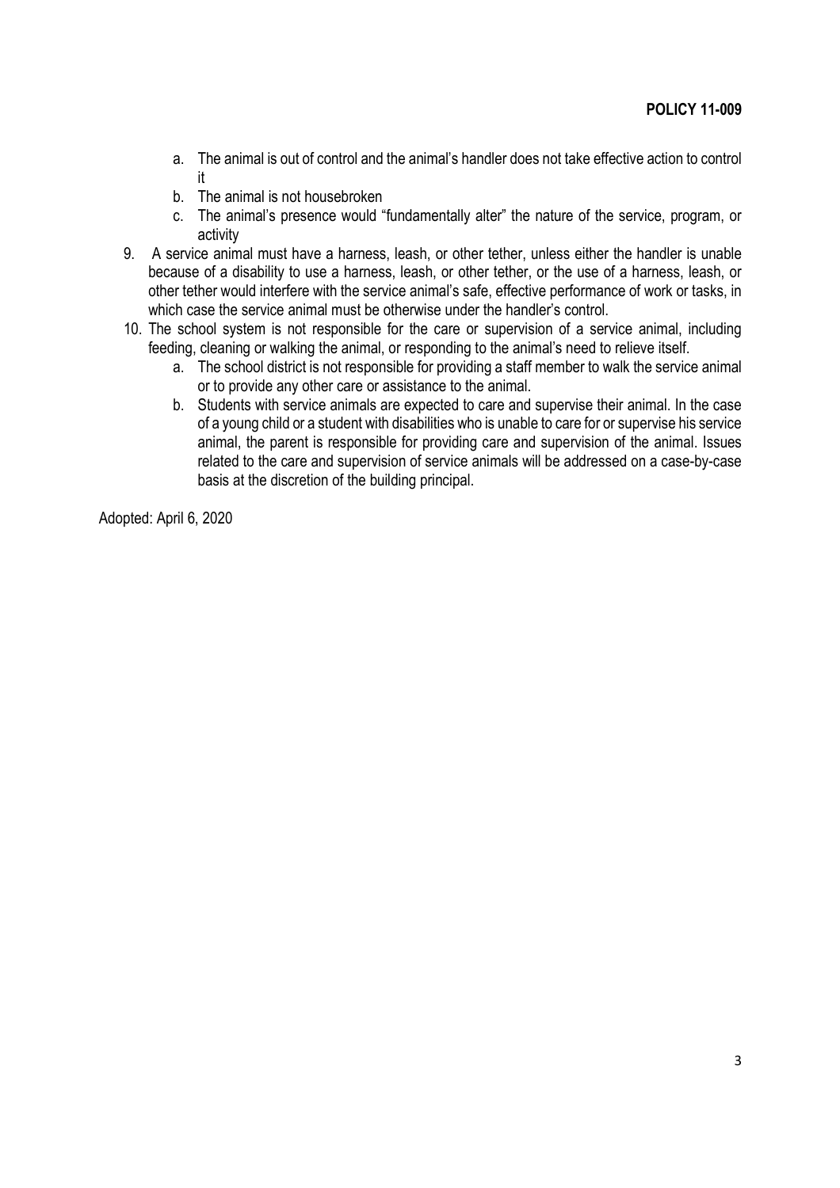a. The animal is out of control and the animal's handler does not take effective action to control it
b. The animal is not housebroken
c. The animal's presence would "fundamentally alter" the nature of the service, program, or activity

9. A service animal must have a harness, leash, or other tether, unless either the handler is unable because of a disability to use a harness, leash, or other tether, or the use of a harness, leash, or other tether would interfere with the service animal's safe, effective performance of work or tasks, in which case the service animal must be otherwise under the handler's control.
10. The school system is not responsible for the care or supervision of a service animal, including feeding, cleaning or walking the animal, or responding to the animal's need to relieve itself.
    a. The school district is not responsible for providing a staff member to walk the service animal or to provide any other care or assistance to the animal.
    b. Students with service animals are expected to care and supervise their animal. In the case of a young child or a student with disabilities who is unable to care for or supervise his service animal, the parent is responsible for providing care and supervision of the animal. Issues related to the care and supervision of service animals will be addressed on a case-by-case basis at the discretion of the building principal.

Adopted: April 6, 2020